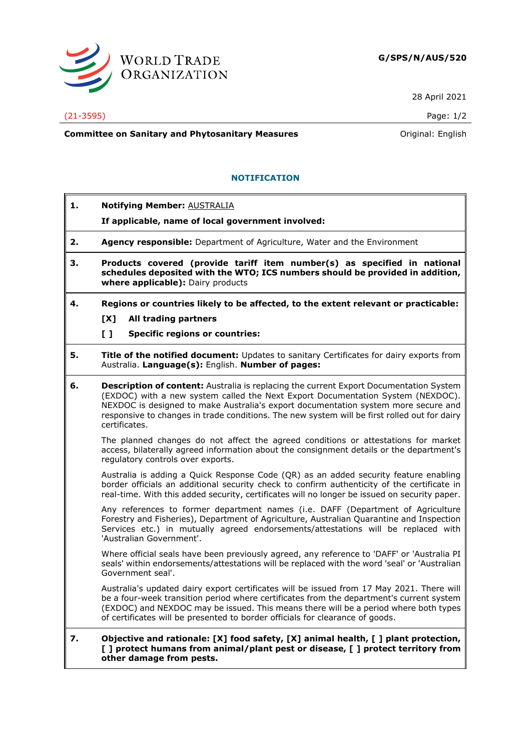**WORLD TRADE ORGANIZATION**

**G/SPS/N/AUS/520**

28 April 2021

(21-3595)

**Committee on Sanitary and Phytosanitary Measures** Original: English

## NOTIFICATION

**1. Notifying Member:** AUSTRALIA

**If applicable, name of local government involved:**

**2. Agency responsible:** Department of Agriculture, Water and the Environment

**3. Products covered (provide tariff item number(s) as specified in national schedules deposited with the WTO; ICS numbers should be provided in addition, where applicable):** Dairy products

**4. Regions or countries likely to be affected, to the extent relevant or practicable:**

**[X] All trading partners**

**[ ] Specific regions or countries:**

**5. Title of the notified document:** Updates to sanitary Certificates for dairy exports from Australia. **Language(s):** English. **Number of pages:**

**6. Description of content:** Australia is replacing the current Export Documentation System (EXDOC) with a new system called the Next Export Documentation System (NEXDOC). NEXDOC is designed to make Australia's export documentation system more secure and responsive to changes in trade conditions. The new system will be first rolled out for dairy certificates.

The planned changes do not affect the agreed conditions or attestations for market access, bilaterally agreed information about the consignment details or the department's regulatory controls over exports.

Australia is adding a Quick Response Code (QR) as an added security feature enabling border officials an additional security check to confirm authenticity of the certificate in real-time. With this added security, certificates will no longer be issued on security paper.

Any references to former department names (i.e. DAFF (Department of Agriculture Forestry and Fisheries), Department of Agriculture, Australian Quarantine and Inspection Services etc.) in mutually agreed endorsements/attestations will be replaced with 'Australian Government'.

Where official seals have been previously agreed, any reference to 'DAFF' or 'Australia PI seals' within endorsements/attestations will be replaced with the word 'seal' or 'Australian Government seal'.

Australia's updated dairy export certificates will be issued from 17 May 2021. There will be a four-week transition period where certificates from the department's current system (EXDOC) and NEXDOC may be issued. This means there will be a period where both types of certificates will be presented to border officials for clearance of goods.

**7. Objective and rationale: [X] food safety, [X] animal health, [ ] plant protection, [ ] protect humans from animal/plant pest or disease, [ ] protect territory from other damage from pests.**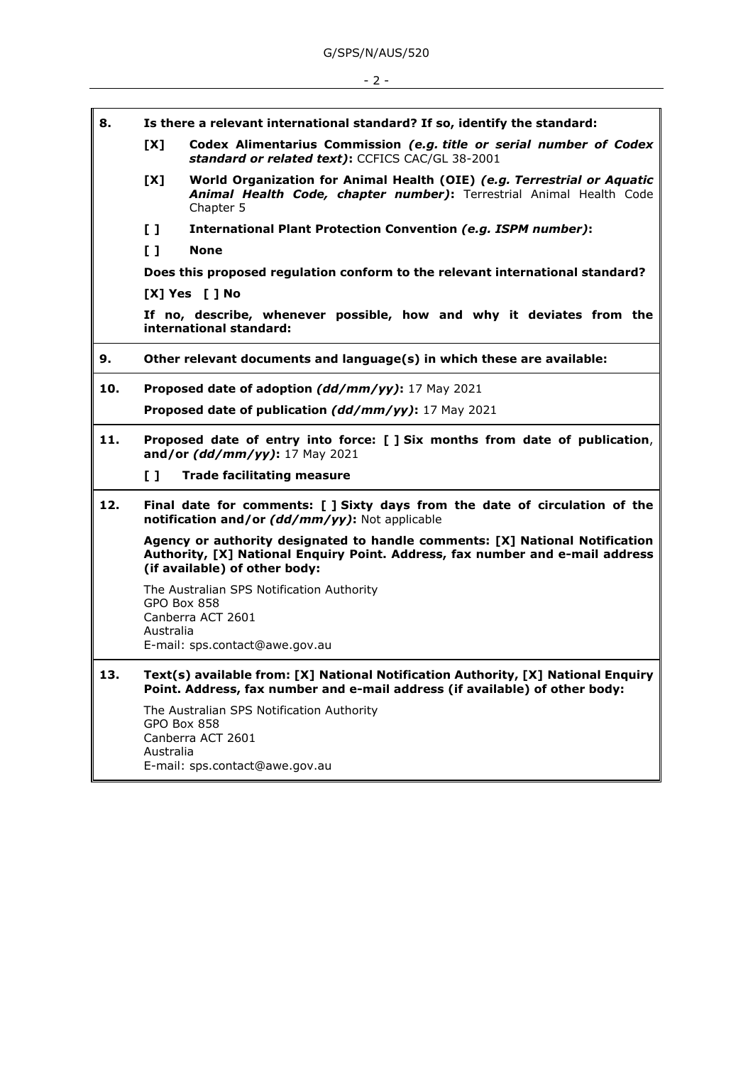**8. Is there a relevant international standard? If so, identify the standard:**

**[X] Codex Alimentarius Commission *(e.g. title or serial number of Codex standard or related text)*:** CCFICS CAC/GL 38-2001

**[X] World Organization for Animal Health (OIE) *(e.g. Terrestrial or Aquatic Animal Health Code, chapter number)*:** Terrestrial Animal Health Code Chapter 5

**[ ] International Plant Protection Convention *(e.g. ISPM number)*:**

**[ ] None**

**Does this proposed regulation conform to the relevant international standard?**

**[X] Yes [ ] No**

**If no, describe, whenever possible, how and why it deviates from the international standard:**

**9. Other relevant documents and language(s) in which these are available:**

**10. Proposed date of adoption *(dd/mm/yy)*:** 17 May 2021

**Proposed date of publication *(dd/mm/yy)*:** 17 May 2021

**11. Proposed date of entry into force: [ ] Six months from date of publication, and/or *(dd/mm/yy)*:** 17 May 2021

**[ ] Trade facilitating measure**

**12. Final date for comments: [ ] Sixty days from the date of circulation of the notification and/or *(dd/mm/yy)*:** Not applicable

**Agency or authority designated to handle comments: [X] National Notification Authority, [X] National Enquiry Point. Address, fax number and e-mail address (if available) of other body:**

The Australian SPS Notification Authority
GPO Box 858
Canberra ACT 2601
Australia
E-mail: sps.contact@awe.gov.au

**13. Text(s) available from: [X] National Notification Authority, [X] National Enquiry Point. Address, fax number and e-mail address (if available) of other body:**

The Australian SPS Notification Authority
GPO Box 858
Canberra ACT 2601
Australia
E-mail: sps.contact@awe.gov.au